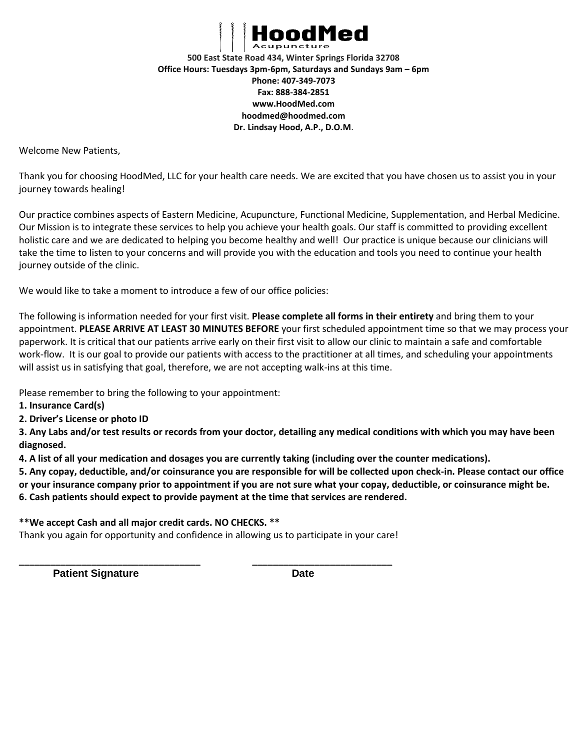# HoodMed

Acupuncture

**500 East State Road 434, Winter Springs Florida 32708**
**Office Hours: Tuesdays 3pm-6pm, Saturdays and Sundays 9am – 6pm**
**Phone: 407-349-7073**
**Fax: 888-384-2851**
**www.HoodMed.com**
**hoodmed@hoodmed.com**
**Dr. Lindsay Hood, A.P., D.O.M.**

Welcome New Patients,

Thank you for choosing HoodMed, LLC for your health care needs. We are excited that you have chosen us to assist you in your journey towards healing!

Our practice combines aspects of Eastern Medicine, Acupuncture, Functional Medicine, Supplementation, and Herbal Medicine. Our Mission is to integrate these services to help you achieve your health goals. Our staff is committed to providing excellent holistic care and we are dedicated to helping you become healthy and well! Our practice is unique because our clinicians will take the time to listen to your concerns and will provide you with the education and tools you need to continue your health journey outside of the clinic.

We would like to take a moment to introduce a few of our office policies:

The following is information needed for your first visit. **Please complete all forms in their entirety** and bring them to your appointment. **PLEASE ARRIVE AT LEAST 30 MINUTES BEFORE** your first scheduled appointment time so that we may process your paperwork. It is critical that our patients arrive early on their first visit to allow our clinic to maintain a safe and comfortable work-flow. It is our goal to provide our patients with access to the practitioner at all times, and scheduling your appointments will assist us in satisfying that goal, therefore, we are not accepting walk-ins at this time.

Please remember to bring the following to your appointment:

**1. Insurance Card(s)**
**2. Driver's License or photo ID**
**3. Any Labs and/or test results or records from your doctor, detailing any medical conditions with which you may have been diagnosed.**
**4. A list of all your medication and dosages you are currently taking (including over the counter medications).**
**5. Any copay, deductible, and/or coinsurance you are responsible for will be collected upon check-in. Please contact our office or your insurance company prior to appointment if you are not sure what your copay, deductible, or coinsurance might be.**
**6. Cash patients should expect to provide payment at the time that services are rendered.**

**\*\*We accept Cash and all major credit cards. NO CHECKS. \*\***

Thank you again for opportunity and confidence in allowing us to participate in your care!

\_\_\_\_\_\_\_\_\_\_\_\_\_\_\_\_\_\_\_\_\_\_\_\_\_\_\_\_\_\_\_\_ \_\_\_\_\_\_\_\_\_\_\_\_\_\_\_\_\_\_\_\_\_\_\_\_\_\_

**Patient Signature** **Date**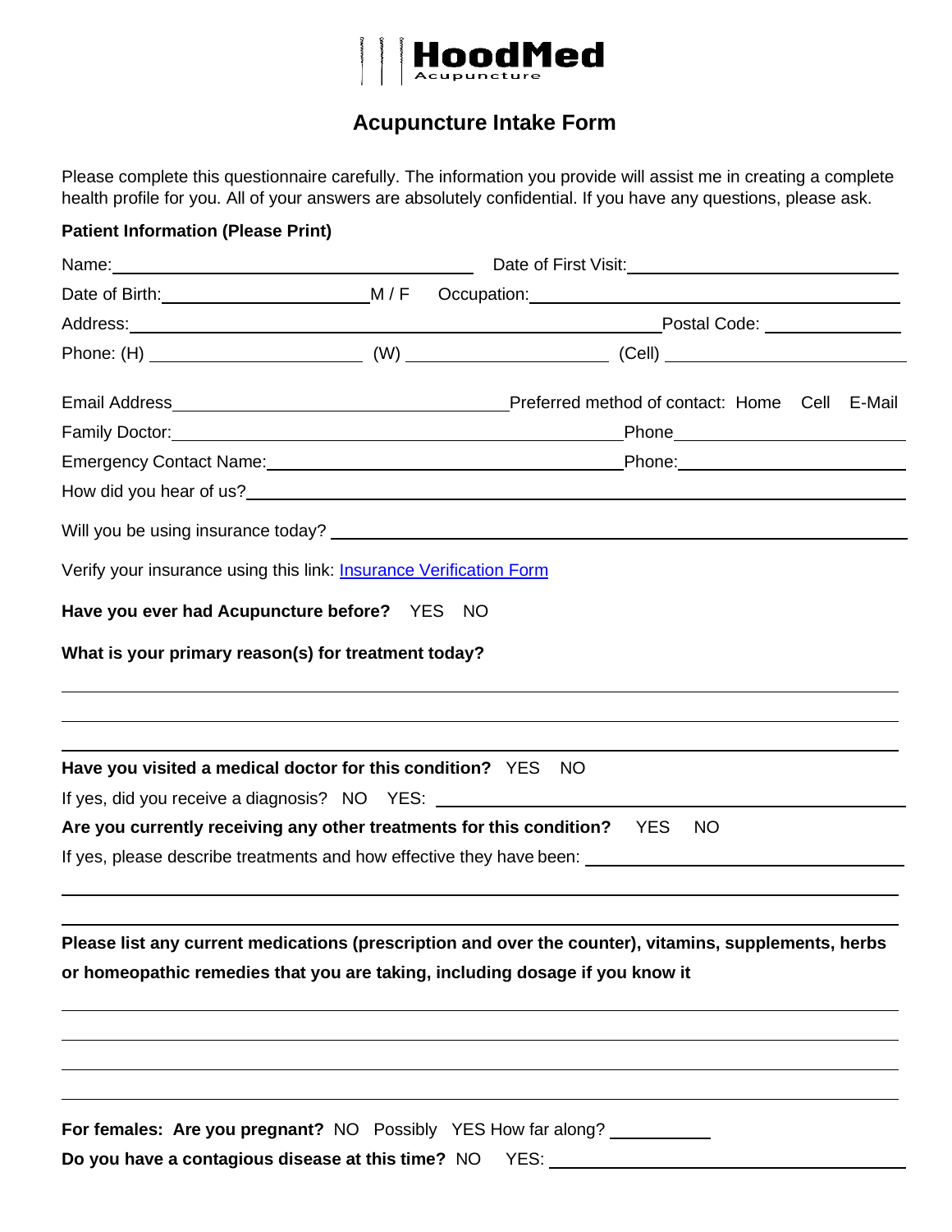HoodMed Acupuncture

# Acupuncture Intake Form

Please complete this questionnaire carefully. The information you provide will assist me in creating a complete health profile for you. All of your answers are absolutely confidential. If you have any questions, please ask.

**Patient Information (Please Print)**

Name: ______________________________ Date of First Visit: ______________________

Date of Birth: ________________ M / F  Occupation: ______________________________

Address: __________________________________________ Postal Code: ____________

Phone: (H) ________________ (W) ________________ (Cell) ____________________

Email Address ___________________________ Preferred method of contact: Home  Cell  E-Mail

Family Doctor: __________________________________ Phone ____________________

Emergency Contact Name: __________________________ Phone: ____________________

How did you hear of us? ______________________________________________________

Will you be using insurance today? _____________________________________________

Verify your insurance using this link: [Insurance Verification Form]

**Have you ever had Acupuncture before?** YES  NO

**What is your primary reason(s) for treatment today?**

______________________________________________________________________

______________________________________________________________________

______________________________________________________________________

**Have you visited a medical doctor for this condition?** YES  NO

If yes, did you receive a diagnosis? NO  YES: ___________________________________

**Are you currently receiving any other treatments for this condition?** YES  NO

If yes, please describe treatments and how effective they have been: ____________________

______________________________________________________________________

______________________________________________________________________

**Please list any current medications (prescription and over the counter), vitamins, supplements, herbs or homeopathic remedies that you are taking, including dosage if you know it**

______________________________________________________________________

______________________________________________________________________

______________________________________________________________________

______________________________________________________________________

**For females: Are you pregnant?** NO  Possibly  YES How far along? __________

**Do you have a contagious disease at this time?** NO  YES: ___________________________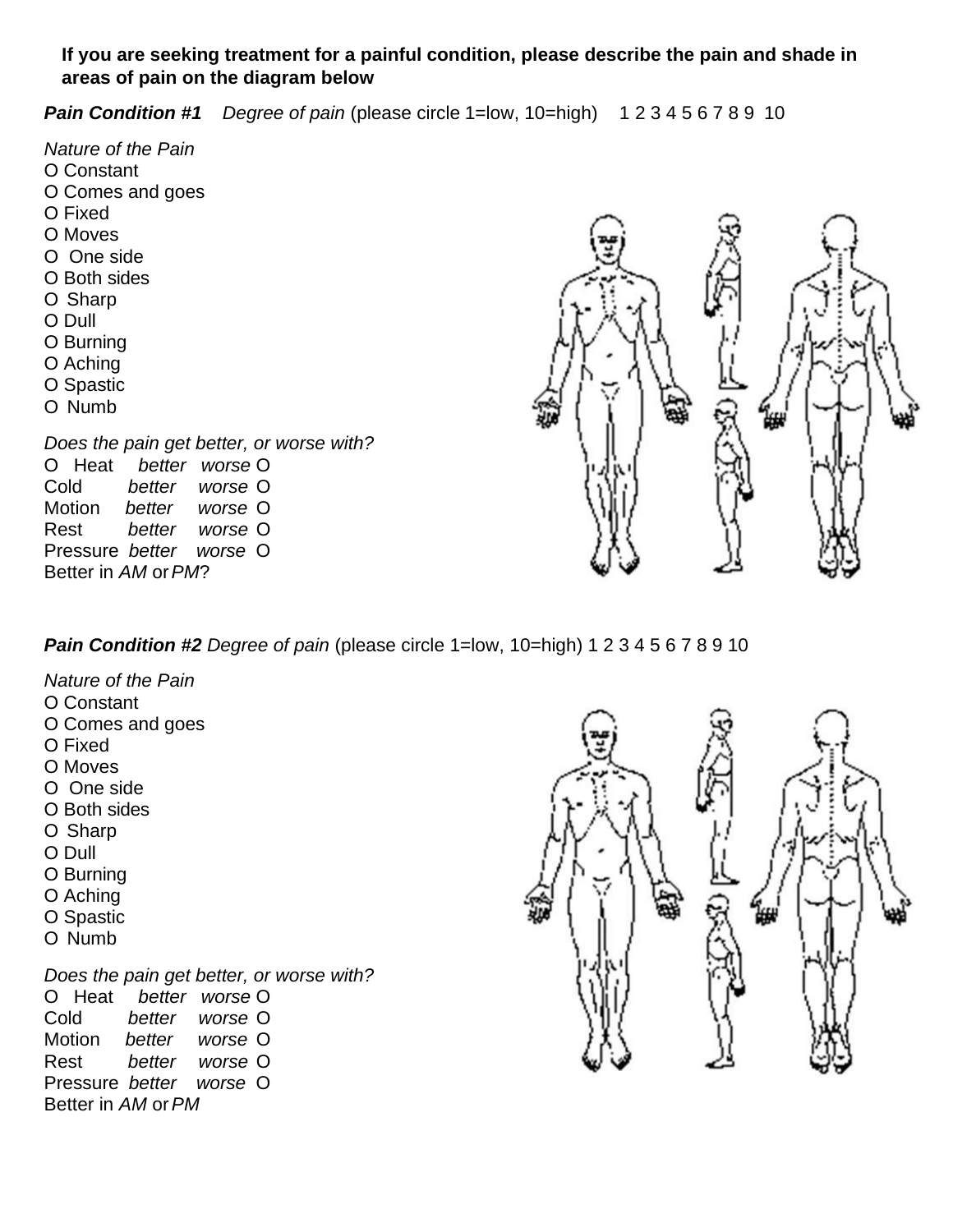**If you are seeking treatment for a painful condition, please describe the pain and shade in areas of pain on the diagram below**

***Pain Condition #1*** *Degree of pain* (please circle 1=low, 10=high) 1 2 3 4 5 6 7 8 9 10

*Nature of the Pain*

O Constant
O Comes and goes
O Fixed
O Moves
O One side
O Both sides
O Sharp
O Dull
O Burning
O Aching
O Spastic
O Numb

*Does the pain get better, or worse with?*

O Heat *better* *worse* O
Cold *better* *worse* O
Motion *better* *worse* O
Rest *better* *worse* O
Pressure *better* *worse* O
Better in *AM* or *PM*?

***Pain Condition #2*** *Degree of pain* (please circle 1=low, 10=high) 1 2 3 4 5 6 7 8 9 10

*Nature of the Pain*

O Constant
O Comes and goes
O Fixed
O Moves
O One side
O Both sides
O Sharp
O Dull
O Burning
O Aching
O Spastic
O Numb

*Does the pain get better, or worse with?*

O Heat *better* *worse* O
Cold *better* *worse* O
Motion *better* *worse* O
Rest *better* *worse* O
Pressure *better* *worse* O
Better in *AM* or *PM*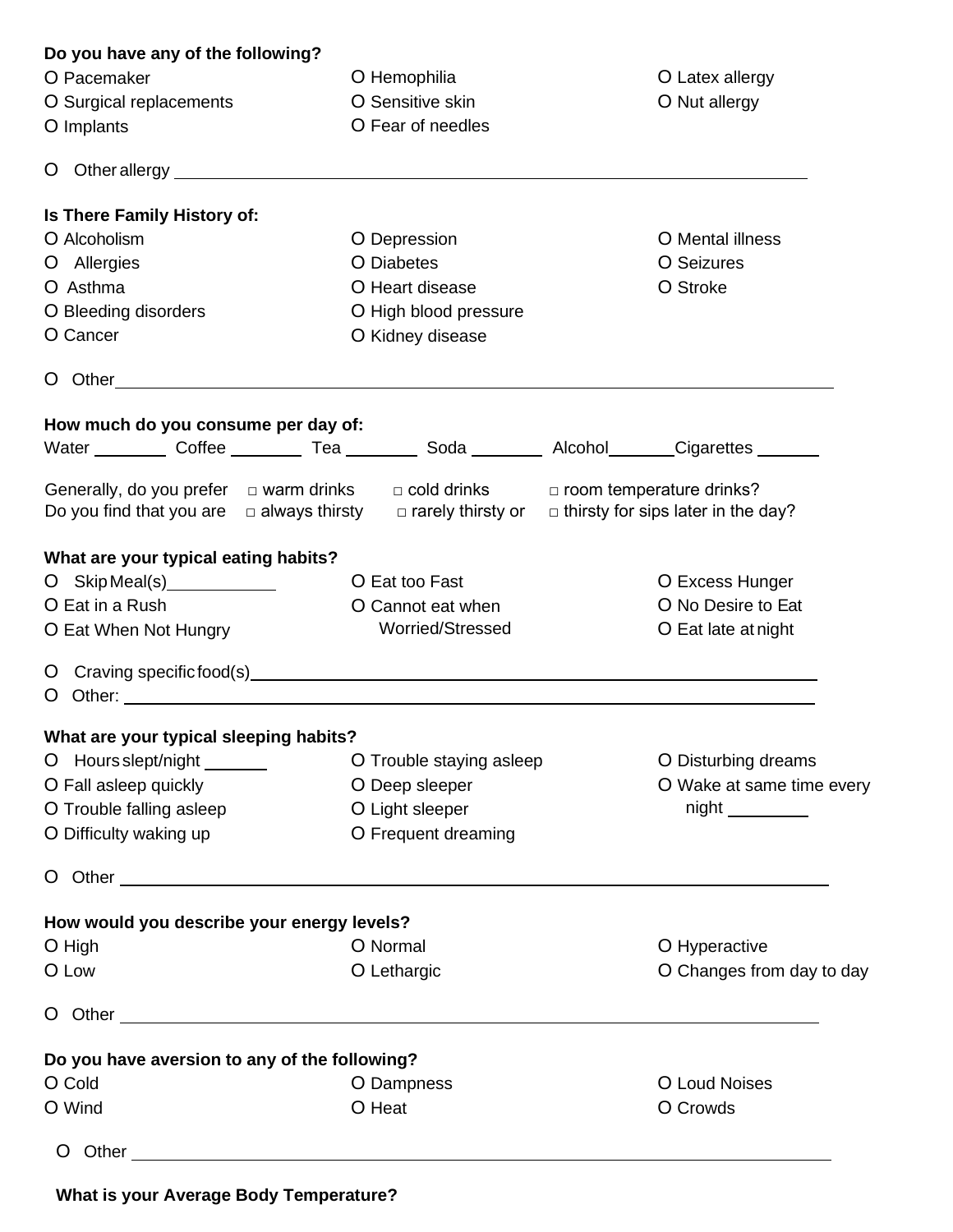**Do you have any of the following?**

O Pacemaker
O Surgical replacements
O Implants
O Hemophilia
O Sensitive skin
O Fear of needles
O Latex allergy
O Nut allergy

O Other allergy ___________________________________________

**Is There Family History of:**

O Alcoholism
O Allergies
O Asthma
O Bleeding disorders
O Cancer
O Depression
O Diabetes
O Heart disease
O High blood pressure
O Kidney disease
O Mental illness
O Seizures
O Stroke

O Other___________________________________________

**How much do you consume per day of:**

Water ________ Coffee ________ Tea ________ Soda ________ Alcohol_______Cigarettes _______

Generally, do you prefer □ warm drinks □ cold drinks □ room temperature drinks?
Do you find that you are □ always thirsty □ rarely thirsty or □ thirsty for sips later in the day?

**What are your typical eating habits?**

O Skip Meal(s)___________
O Eat in a Rush
O Eat When Not Hungry
O Eat too Fast
O Cannot eat when Worried/Stressed
O Excess Hunger
O No Desire to Eat
O Eat late at night

O Craving specific food(s)___________________________________________
O Other: ___________________________________________

**What are your typical sleeping habits?**

O Hours slept/night _______
O Fall asleep quickly
O Trouble falling asleep
O Difficulty waking up
O Trouble staying asleep
O Deep sleeper
O Light sleeper
O Frequent dreaming
O Disturbing dreams
O Wake at same time every night _________

O Other ___________________________________________

**How would you describe your energy levels?**

O High
O Low
O Normal
O Lethargic
O Hyperactive
O Changes from day to day

O Other ___________________________________________

**Do you have aversion to any of the following?**

O Cold
O Wind
O Dampness
O Heat
O Loud Noises
O Crowds

O Other ___________________________________________

**What is your Average Body Temperature?**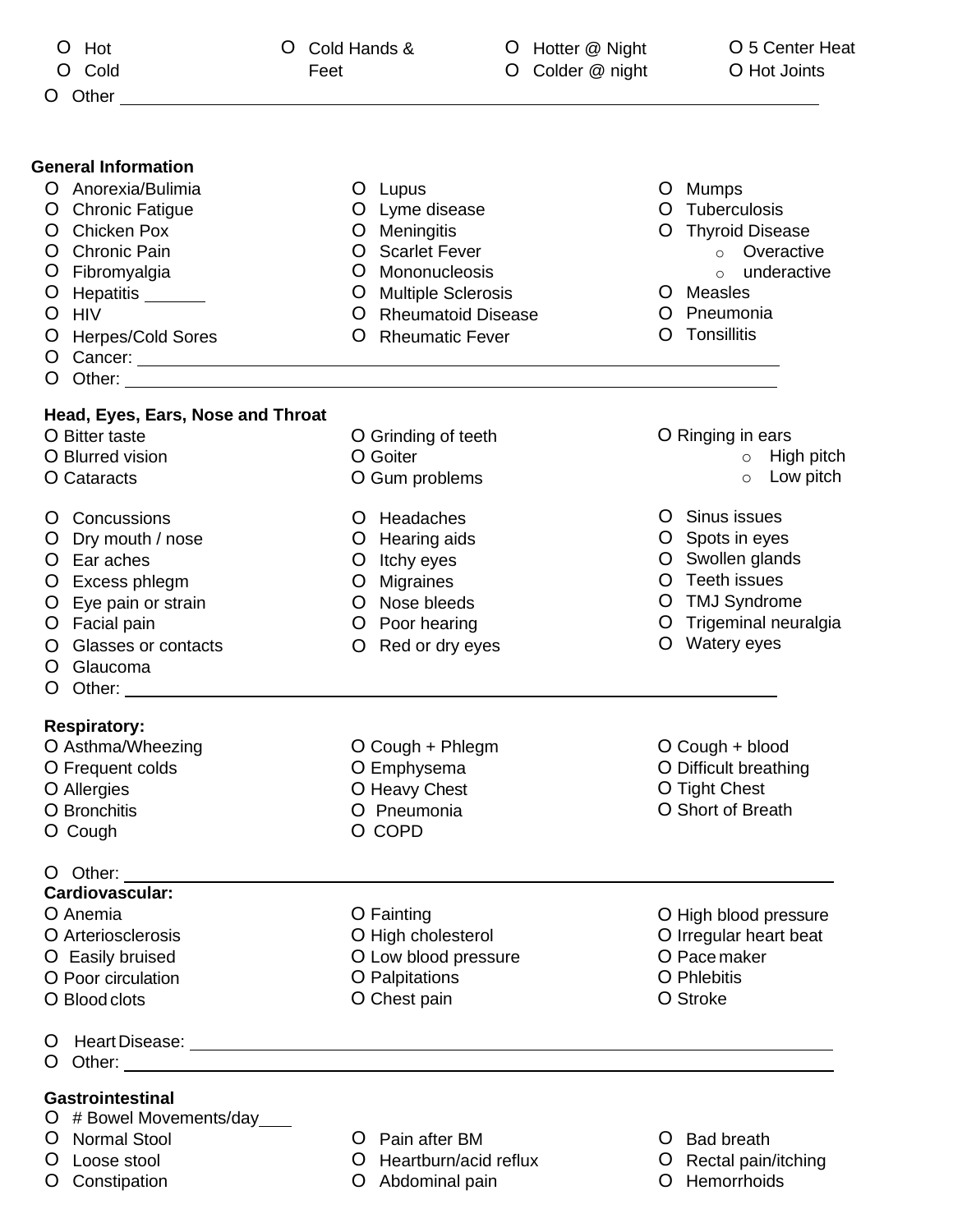- O Hot
- O Cold
- O Cold Hands & Feet
- O Hotter @ Night
- O Colder @ night
- O 5 Center Heat
- O Hot Joints
- O Other \_\_\_\_\_\_\_\_\_\_\_\_\_\_\_\_\_\_\_\_\_\_\_\_\_\_\_\_\_\_\_\_\_\_\_\_\_\_\_\_

**General Information**

- O Anorexia/Bulimia
- O Chronic Fatigue
- O Chicken Pox
- O Chronic Pain
- O Fibromyalgia
- O Hepatitis \_\_\_\_\_\_
- O HIV
- O Herpes/Cold Sores
- O Lupus
- O Lyme disease
- O Meningitis
- O Scarlet Fever
- O Mononucleosis
- O Multiple Sclerosis
- O Rheumatoid Disease
- O Rheumatic Fever
- O Mumps
- O Tuberculosis
- O Thyroid Disease
  - o Overactive
  - o underactive
- O Measles
- O Pneumonia
- O Tonsillitis
- O Cancer: \_\_\_\_\_\_\_\_\_\_\_\_\_\_\_\_\_\_\_\_\_\_\_\_\_\_\_\_\_\_\_\_\_\_\_\_\_\_\_\_
- O Other: \_\_\_\_\_\_\_\_\_\_\_\_\_\_\_\_\_\_\_\_\_\_\_\_\_\_\_\_\_\_\_\_\_\_\_\_\_\_\_\_

**Head, Eyes, Ears, Nose and Throat**

- O Bitter taste
- O Blurred vision
- O Cataracts
- O Grinding of teeth
- O Goiter
- O Gum problems
- O Ringing in ears
  - o High pitch
  - o Low pitch
- O Concussions
- O Dry mouth / nose
- O Ear aches
- O Excess phlegm
- O Eye pain or strain
- O Facial pain
- O Glasses or contacts
- O Glaucoma
- O Headaches
- O Hearing aids
- O Itchy eyes
- O Migraines
- O Nose bleeds
- O Poor hearing
- O Red or dry eyes
- O Sinus issues
- O Spots in eyes
- O Swollen glands
- O Teeth issues
- O TMJ Syndrome
- O Trigeminal neuralgia
- O Watery eyes
- O Other: \_\_\_\_\_\_\_\_\_\_\_\_\_\_\_\_\_\_\_\_\_\_\_\_\_\_\_\_\_\_\_\_\_\_\_\_\_\_\_\_

**Respiratory:**

- O Asthma/Wheezing
- O Frequent colds
- O Allergies
- O Bronchitis
- O Cough
- O Cough + Phlegm
- O Emphysema
- O Heavy Chest
- O Pneumonia
- O COPD
- O Cough + blood
- O Difficult breathing
- O Tight Chest
- O Short of Breath
- O Other: \_\_\_\_\_\_\_\_\_\_\_\_\_\_\_\_\_\_\_\_\_\_\_\_\_\_\_\_\_\_\_\_\_\_\_\_\_\_\_\_

**Cardiovascular:**

- O Anemia
- O Arteriosclerosis
- O Easily bruised
- O Poor circulation
- O Blood clots
- O Fainting
- O High cholesterol
- O Low blood pressure
- O Palpitations
- O Chest pain
- O High blood pressure
- O Irregular heart beat
- O Pace maker
- O Phlebitis
- O Stroke
- O Heart Disease: \_\_\_\_\_\_\_\_\_\_\_\_\_\_\_\_\_\_\_\_\_\_\_\_\_\_\_\_\_\_\_\_\_\_\_\_\_\_\_\_
- O Other: \_\_\_\_\_\_\_\_\_\_\_\_\_\_\_\_\_\_\_\_\_\_\_\_\_\_\_\_\_\_\_\_\_\_\_\_\_\_\_\_

**Gastrointestinal**

- O # Bowel Movements/day\_\_\_
- O Normal Stool
- O Loose stool
- O Constipation
- O Pain after BM
- O Heartburn/acid reflux
- O Abdominal pain
- O Bad breath
- O Rectal pain/itching
- O Hemorrhoids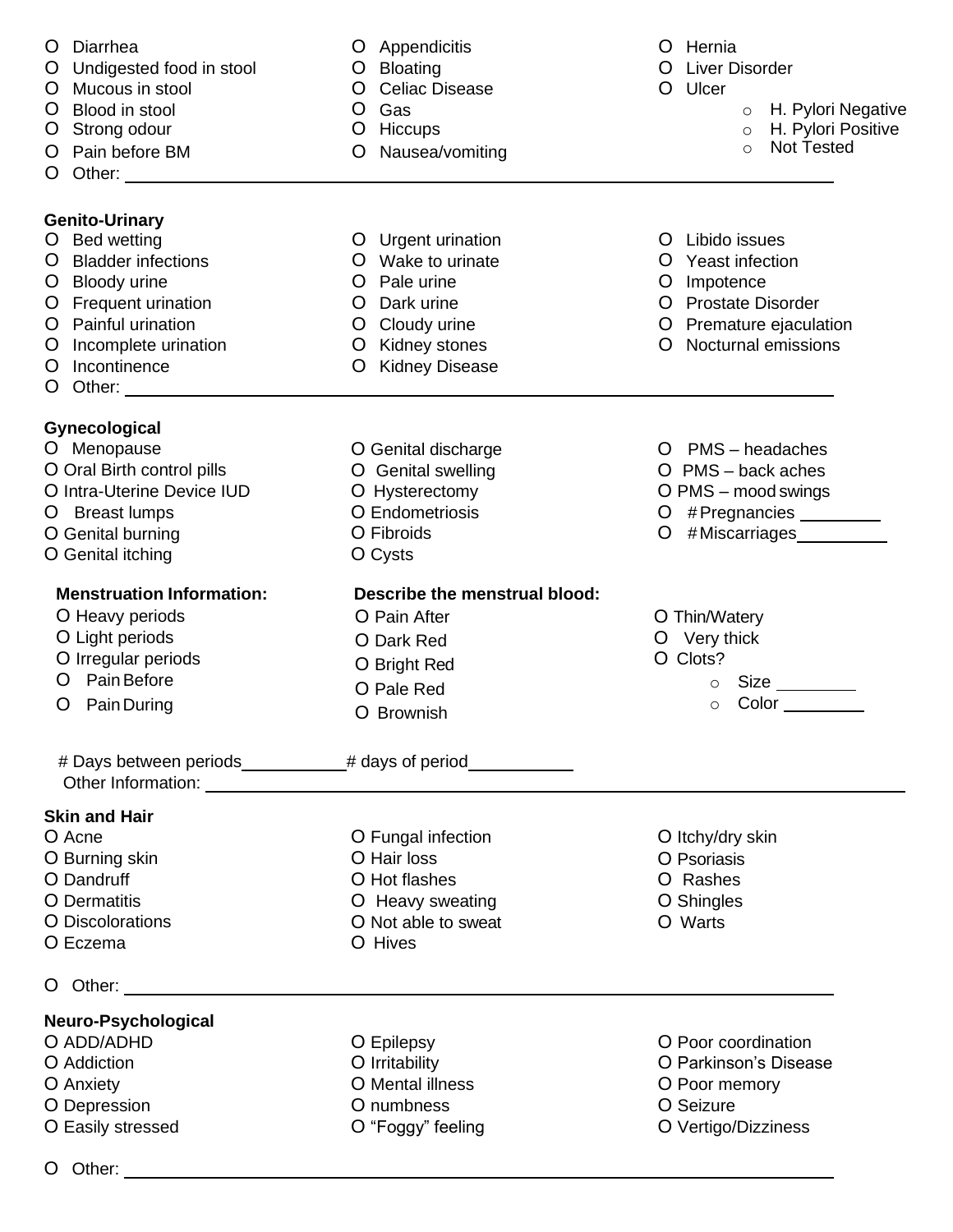- O Diarrhea
- O Undigested food in stool
- O Mucous in stool
- O Blood in stool
- O Strong odour
- O Pain before BM
- O Appendicitis
- O Bloating
- O Celiac Disease
- O Gas
- O Hiccups
- O Nausea/vomiting
- O Hernia
- O Liver Disorder
- O Ulcer
  - ○ H. Pylori Negative
  - ○ H. Pylori Positive
  - ○ Not Tested
- O Other: ______________________________

**Genito-Urinary**

- O Bed wetting
- O Bladder infections
- O Bloody urine
- O Frequent urination
- O Painful urination
- O Incomplete urination
- O Incontinence
- O Urgent urination
- O Wake to urinate
- O Pale urine
- O Dark urine
- O Cloudy urine
- O Kidney stones
- O Kidney Disease
- O Libido issues
- O Yeast infection
- O Impotence
- O Prostate Disorder
- O Premature ejaculation
- O Nocturnal emissions
- O Other: ______________________________

**Gynecological**

- O Menopause
- O Oral Birth control pills
- O Intra-Uterine Device IUD
- O Breast lumps
- O Genital burning
- O Genital itching
- O Genital discharge
- O Genital swelling
- O Hysterectomy
- O Endometriosis
- O Fibroids
- O Cysts
- O PMS – headaches
- O PMS – back aches
- O PMS – mood swings
- O # Pregnancies ________
- O # Miscarriages ________

**Menstruation Information:**

- O Heavy periods
- O Light periods
- O Irregular periods
- O Pain Before
- O Pain During

**Describe the menstrual blood:**

- O Pain After
- O Dark Red
- O Bright Red
- O Pale Red
- O Brownish
- O Thin/Watery
- O Very thick
- O Clots?
  - ○ Size ________
  - ○ Color ________

# Days between periods __________ # days of period __________

Other Information: ______________________________

**Skin and Hair**

- O Acne
- O Burning skin
- O Dandruff
- O Dermatitis
- O Discolorations
- O Eczema
- O Fungal infection
- O Hair loss
- O Hot flashes
- O Heavy sweating
- O Not able to sweat
- O Hives
- O Itchy/dry skin
- O Psoriasis
- O Rashes
- O Shingles
- O Warts
- O Other: ______________________________

**Neuro-Psychological**

- O ADD/ADHD
- O Addiction
- O Anxiety
- O Depression
- O Easily stressed
- O Epilepsy
- O Irritability
- O Mental illness
- O numbness
- O "Foggy" feeling
- O Poor coordination
- O Parkinson's Disease
- O Poor memory
- O Seizure
- O Vertigo/Dizziness
- O Other: ______________________________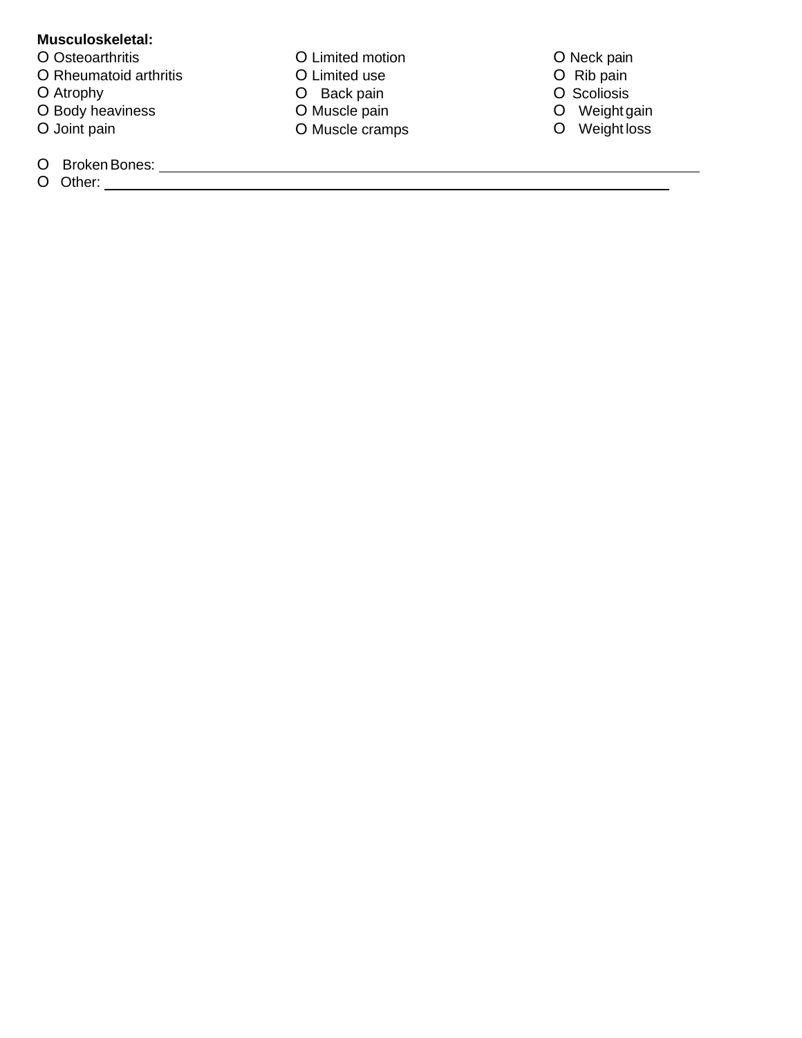**Musculoskeletal:**

O Osteoarthritis
O Rheumatoid arthritis
O Atrophy
O Body heaviness
O Joint pain
O Limited motion
O Limited use
O Back pain
O Muscle pain
O Muscle cramps
O Neck pain
O Rib pain
O Scoliosis
O Weight gain
O Weight loss

O Broken Bones: ______________________________________________________________

O Other: ______________________________________________________________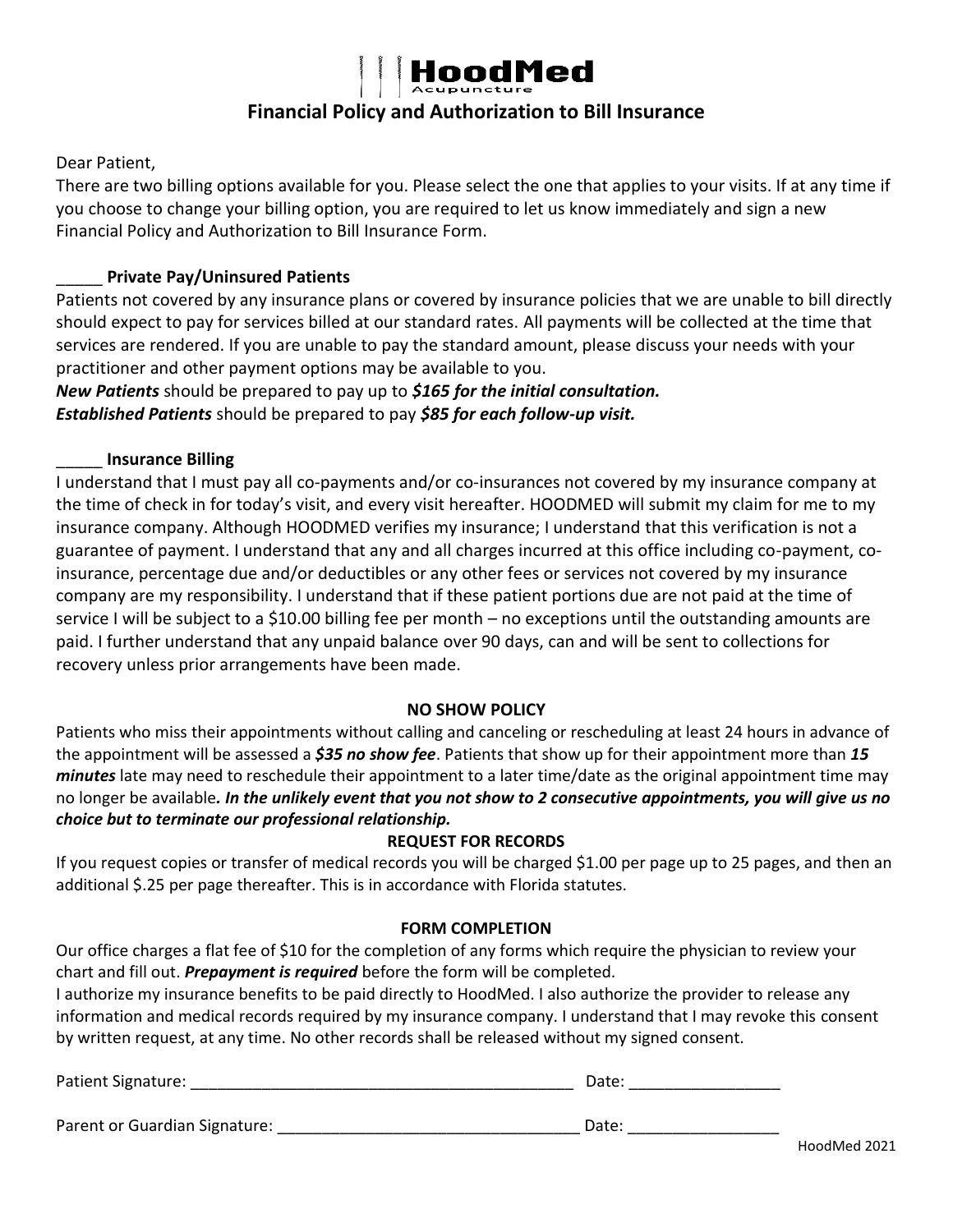# HoodMed Acupuncture

## Financial Policy and Authorization to Bill Insurance

Dear Patient,

There are two billing options available for you. Please select the one that applies to your visits. If at any time if you choose to change your billing option, you are required to let us know immediately and sign a new Financial Policy and Authorization to Bill Insurance Form.

_____ **Private Pay/Uninsured Patients**

Patients not covered by any insurance plans or covered by insurance policies that we are unable to bill directly should expect to pay for services billed at our standard rates. All payments will be collected at the time that services are rendered. If you are unable to pay the standard amount, please discuss your needs with your practitioner and other payment options may be available to you.

***New Patients*** should be prepared to pay up to ***$165 for the initial consultation.***
***Established Patients*** should be prepared to pay ***$85 for each follow-up visit.***

_____ **Insurance Billing**

I understand that I must pay all co-payments and/or co-insurances not covered by my insurance company at the time of check in for today's visit, and every visit hereafter. HOODMED will submit my claim for me to my insurance company. Although HOODMED verifies my insurance; I understand that this verification is not a guarantee of payment. I understand that any and all charges incurred at this office including co-payment, co-insurance, percentage due and/or deductibles or any other fees or services not covered by my insurance company are my responsibility. I understand that if these patient portions due are not paid at the time of service I will be subject to a $10.00 billing fee per month – no exceptions until the outstanding amounts are paid. I further understand that any unpaid balance over 90 days, can and will be sent to collections for recovery unless prior arrangements have been made.

**NO SHOW POLICY**

Patients who miss their appointments without calling and canceling or rescheduling at least 24 hours in advance of the appointment will be assessed a ***$35 no show fee***. Patients that show up for their appointment more than ***15 minutes*** late may need to reschedule their appointment to a later time/date as the original appointment time may no longer be available***. In the unlikely event that you not show to 2 consecutive appointments, you will give us no choice but to terminate our professional relationship.***

**REQUEST FOR RECORDS**

If you request copies or transfer of medical records you will be charged $1.00 per page up to 25 pages, and then an additional $.25 per page thereafter. This is in accordance with Florida statutes.

**FORM COMPLETION**

Our office charges a flat fee of $10 for the completion of any forms which require the physician to review your chart and fill out. ***Prepayment is required*** before the form will be completed.

I authorize my insurance benefits to be paid directly to HoodMed. I also authorize the provider to release any information and medical records required by my insurance company. I understand that I may revoke this consent by written request, at any time. No other records shall be released without my signed consent.

Patient Signature: ____________________________________________ Date: _________________

Parent or Guardian Signature: __________________________________ Date: _________________

HoodMed 2021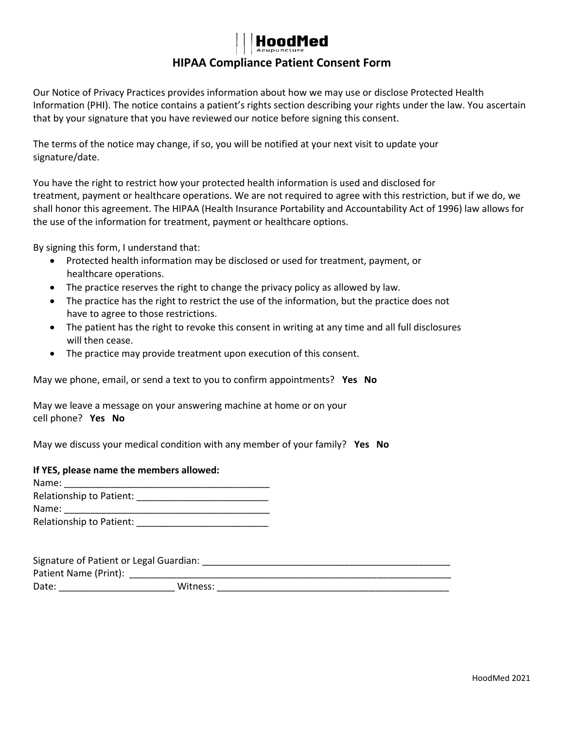# HoodMed
Acupuncture

## HIPAA Compliance Patient Consent Form

Our Notice of Privacy Practices provides information about how we may use or disclose Protected Health Information (PHI). The notice contains a patient's rights section describing your rights under the law. You ascertain that by your signature that you have reviewed our notice before signing this consent.

The terms of the notice may change, if so, you will be notified at your next visit to update your signature/date.

You have the right to restrict how your protected health information is used and disclosed for treatment, payment or healthcare operations. We are not required to agree with this restriction, but if we do, we shall honor this agreement. The HIPAA (Health Insurance Portability and Accountability Act of 1996) law allows for the use of the information for treatment, payment or healthcare options.

By signing this form, I understand that:

- Protected health information may be disclosed or used for treatment, payment, or healthcare operations.
- The practice reserves the right to change the privacy policy as allowed by law.
- The practice has the right to restrict the use of the information, but the practice does not have to agree to those restrictions.
- The patient has the right to revoke this consent in writing at any time and all full disclosures will then cease.
- The practice may provide treatment upon execution of this consent.

May we phone, email, or send a text to you to confirm appointments? **Yes No**

May we leave a message on your answering machine at home or on your cell phone? **Yes No**

May we discuss your medical condition with any member of your family? **Yes No**

**If YES, please name the members allowed:**

Name: ________________________________________
Relationship to Patient: _________________________
Name: ________________________________________
Relationship to Patient: _________________________

Signature of Patient or Legal Guardian: _________________________________________________
Patient Name (Print): _______________________________________________________________
Date: ______________________ Witness: _____________________________________________

HoodMed 2021